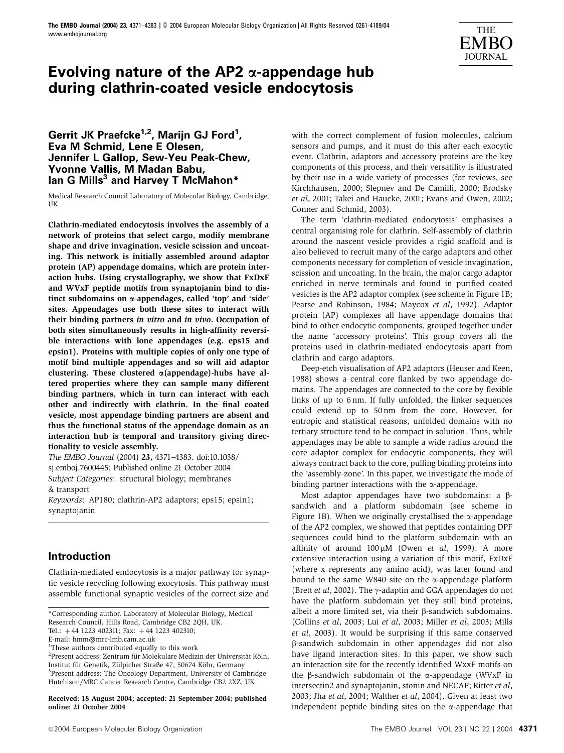# Evolving nature of the AP2 α-appendage hub during clathrin-coated vesicle endocytosis

**Gerrit JK Praefcke[1,2], Marijn GJ Ford[1], Eva M Schmid, Lene E Olesen, Jennifer L Gallop, Sew-Yeu Peak-Chew, Yvonne Vallis, M Madan Babu, Ian G Mills[3] and Harvey T McMahon***

Medical Research Council Laboratory of Molecular Biology, Cambridge, UK

**Clathrin-mediated endocytosis involves the assembly of a network of proteins that select cargo, modify membrane shape and drive invagination, vesicle scission and uncoating. This network is initially assembled around adaptor protein (AP) appendage domains, which are protein interaction hubs. Using crystallography, we show that FxDxF and WVxF peptide motifs from synaptojanin bind to distinct subdomains on α-appendages, called 'top' and 'side' sites. Appendages use both these sites to interact with their binding partners *in vitro* and *in vivo*. Occupation of both sites simultaneously results in high-affinity reversible interactions with lone appendages (e.g. eps15 and epsin1). Proteins with multiple copies of only one type of motif bind multiple appendages and so will aid adaptor clustering. These clustered α(appendage)-hubs have altered properties where they can sample many different binding partners, which in turn can interact with each other and indirectly with clathrin. In the final coated vesicle, most appendage binding partners are absent and thus the functional status of the appendage domain as an interaction hub is temporal and transitory giving directionality to vesicle assembly.**

*The EMBO Journal* (2004) **23,** 4371–4383. doi:10.1038/sj.emboj.7600445; Published online 21 October 2004

*Subject Categories*: structural biology; membranes & transport

*Keywords*: AP180; clathrin-AP2 adaptors; eps15; epsin1; synaptojanin

## Introduction

Clathrin-mediated endocytosis is a major pathway for synaptic vesicle recycling following exocytosis. This pathway must assemble functional synaptic vesicles of the correct size and with the correct complement of fusion molecules, calcium sensors and pumps, and it must do this after each exocytic event. Clathrin, adaptors and accessory proteins are the key components of this process, and their versatility is illustrated by their use in a wide variety of processes (for reviews, see Kirchhausen, 2000; Slepnev and De Camilli, 2000; Brodsky *et al*, 2001; Takei and Haucke, 2001; Evans and Owen, 2002; Conner and Schmid, 2003).

The term 'clathrin-mediated endocytosis' emphasises a central organising role for clathrin. Self-assembly of clathrin around the nascent vesicle provides a rigid scaffold and is also believed to recruit many of the cargo adaptors and other components necessary for completion of vesicle invagination, scission and uncoating. In the brain, the major cargo adaptor enriched in nerve terminals and found in purified coated vesicles is the AP2 adaptor complex (see scheme in Figure 1B; Pearse and Robinson, 1984; Maycox *et al*, 1992). Adaptor protein (AP) complexes all have appendage domains that bind to other endocytic components, grouped together under the name 'accessory proteins'. This group covers all the proteins used in clathrin-mediated endocytosis apart from clathrin and cargo adaptors.

Deep-etch visualisation of AP2 adaptors (Heuser and Keen, 1988) shows a central core flanked by two appendage domains. The appendages are connected to the core by flexible links of up to 6 nm. If fully unfolded, the linker sequences could extend up to 50 nm from the core. However, for entropic and statistical reasons, unfolded domains with no tertiary structure tend to be compact in solution. Thus, while appendages may be able to sample a wide radius around the core adaptor complex for endocytic components, they will always contract back to the core, pulling binding proteins into the 'assembly-zone'. In this paper, we investigate the mode of binding partner interactions with the α-appendage.

Most adaptor appendages have two subdomains: a β-sandwich and a platform subdomain (see scheme in Figure 1B). When we originally crystallised the α-appendage of the AP2 complex, we showed that peptides containing DPF sequences could bind to the platform subdomain with an affinity of around 100 μM (Owen *et al*, 1999). A more extensive interaction using a variation of this motif, FxDxF (where x represents any amino acid), was later found and bound to the same W840 site on the α-appendage platform (Brett *et al*, 2002). The γ-adaptin and GGA appendages do not have the platform subdomain yet they still bind proteins, albeit a more limited set, via their β-sandwich subdomains. (Collins *et al*, 2003; Lui *et al*, 2003; Miller *et al*, 2003; Mills *et al*, 2003). It would be surprising if this same conserved β-sandwich subdomain in other appendages did not also have ligand interaction sites. In this paper, we show such an interaction site for the recently identified WxxF motifs on the β-sandwich subdomain of the α-appendage (WVxF in intersectin2 and synaptojanin, stonin and NECAP; Ritter *et al*, 2003; Jha *et al*, 2004; Walther *et al*, 2004). Given at least two independent peptide binding sites on the α-appendage that

---

*Corresponding author. Laboratory of Molecular Biology, Medical Research Council, Hills Road, Cambridge CB2 2QH, UK.
Tel.: +44 1223 402311; Fax: +44 1223 402310;
E-mail: hmm@mrc-lmb.cam.ac.uk

[1]These authors contributed equally to this work

[2]Present address: Zentrum für Molekulare Medizin der Universität Köln, Institut für Genetik, Zülpicher Straße 47, 50674 Köln, Germany

[3]Present address: The Oncology Department, University of Cambridge Hutchison/MRC Cancer Research Centre, Cambridge CB2 2XZ, UK

**Received: 18 August 2004; accepted: 21 September 2004; published online: 21 October 2004**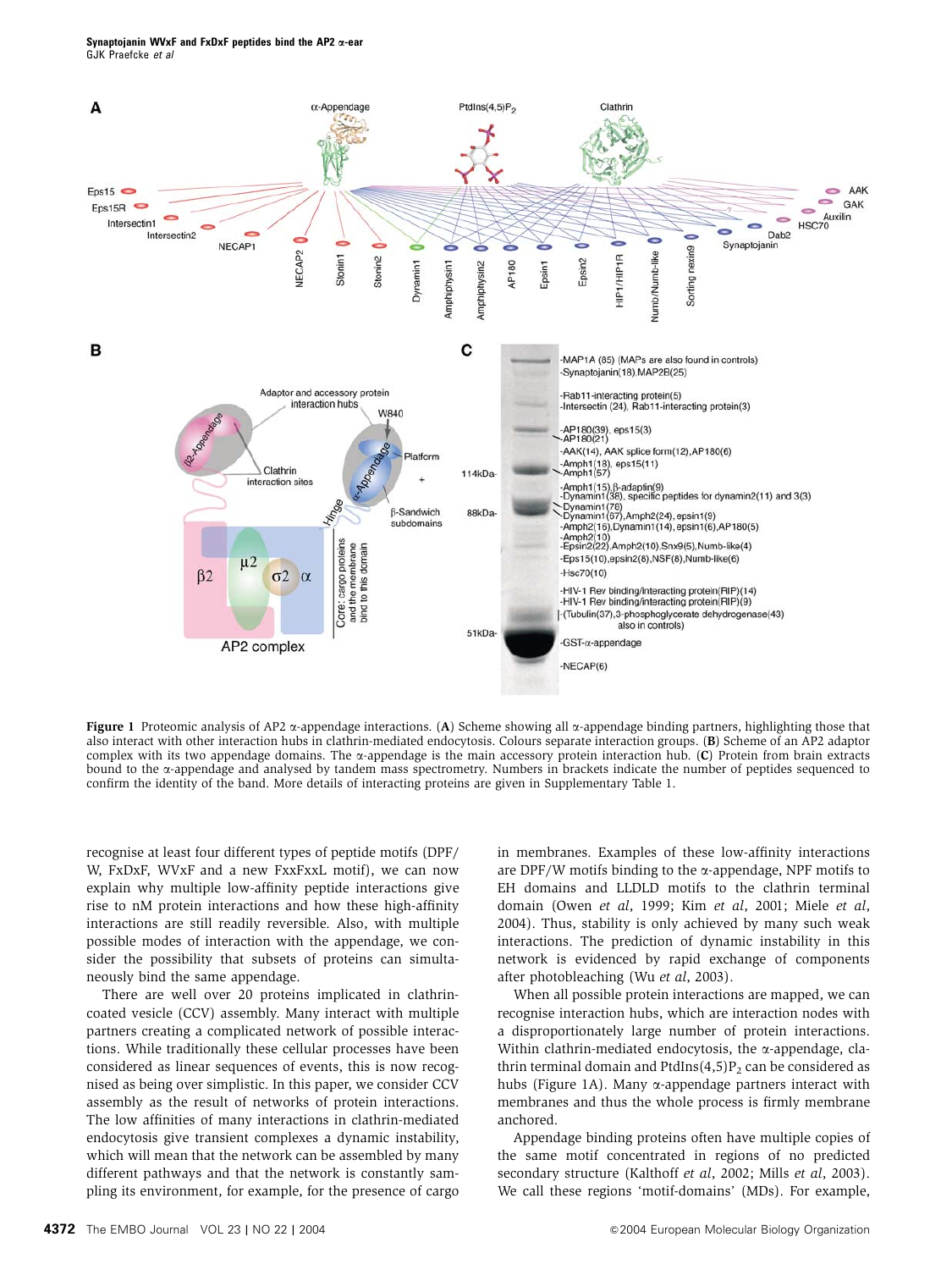**Figure 1** Proteomic analysis of AP2 α-appendage interactions. (**A**) Scheme showing all α-appendage binding partners, highlighting those that also interact with other interaction hubs in clathrin-mediated endocytosis. Colours separate interaction groups. (**B**) Scheme of an AP2 adaptor complex with its two appendage domains. The α-appendage is the main accessory protein interaction hub. (**C**) Protein from brain extracts bound to the α-appendage and analysed by tandem mass spectrometry. Numbers in brackets indicate the number of peptides sequenced to confirm the identity of the band. More details of interacting proteins are given in Supplementary Table 1.

recognise at least four different types of peptide motifs (DPF/W, FxDxF, WVxF and a new FxxFxxL motif), we can now explain why multiple low-affinity peptide interactions give rise to nM protein interactions and how these high-affinity interactions are still readily reversible. Also, with multiple possible modes of interaction with the appendage, we consider the possibility that subsets of proteins can simultaneously bind the same appendage.

There are well over 20 proteins implicated in clathrin-coated vesicle (CCV) assembly. Many interact with multiple partners creating a complicated network of possible interactions. While traditionally these cellular processes have been considered as linear sequences of events, this is now recognised as being over simplistic. In this paper, we consider CCV assembly as the result of networks of protein interactions. The low affinities of many interactions in clathrin-mediated endocytosis give transient complexes a dynamic instability, which will mean that the network can be assembled by many different pathways and that the network is constantly sampling its environment, for example, for the presence of cargo in membranes. Examples of these low-affinity interactions are DPF/W motifs binding to the α-appendage, NPF motifs to EH domains and LLDLD motifs to the clathrin terminal domain (Owen *et al*, 1999; Kim *et al*, 2001; Miele *et al*, 2004). Thus, stability is only achieved by many such weak interactions. The prediction of dynamic instability in this network is evidenced by rapid exchange of components after photobleaching (Wu *et al*, 2003).

When all possible protein interactions are mapped, we can recognise interaction hubs, which are interaction nodes with a disproportionately large number of protein interactions. Within clathrin-mediated endocytosis, the α-appendage, clathrin terminal domain and PtdIns(4,5)$P_2$ can be considered as hubs (Figure 1A). Many α-appendage partners interact with membranes and thus the whole process is firmly membrane anchored.

Appendage binding proteins often have multiple copies of the same motif concentrated in regions of no predicted secondary structure (Kalthoff *et al*, 2002; Mills *et al*, 2003). We call these regions 'motif-domains' (MDs). For example,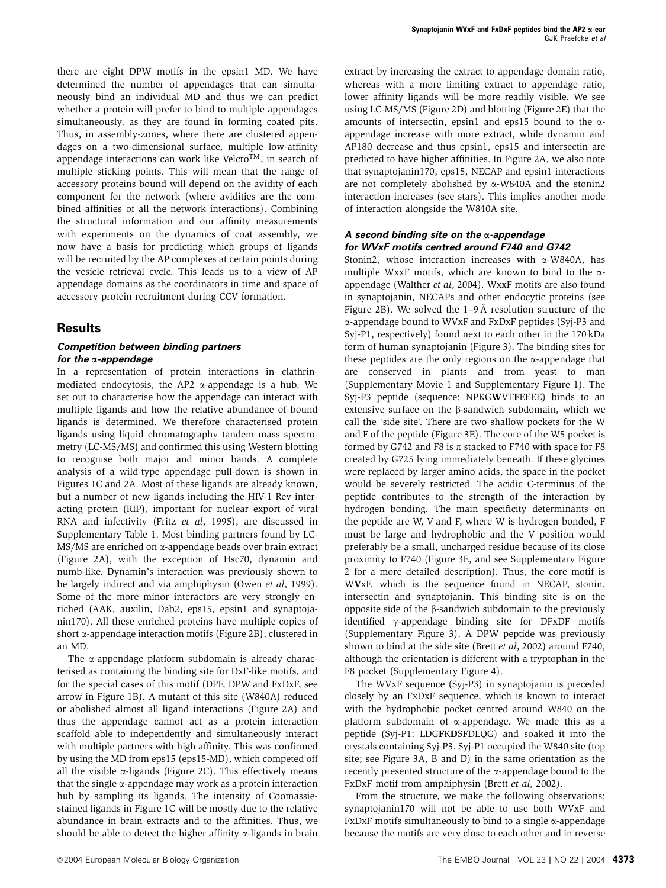there are eight DPW motifs in the epsin1 MD. We have determined the number of appendages that can simultaneously bind an individual MD and thus we can predict whether a protein will prefer to bind to multiple appendages simultaneously, as they are found in forming coated pits. Thus, in assembly-zones, where there are clustered appendages on a two-dimensional surface, multiple low-affinity appendage interactions can work like Velcro™, in search of multiple sticking points. This will mean that the range of accessory proteins bound will depend on the avidity of each component for the network (where avidities are the combined affinities of all the network interactions). Combining the structural information and our affinity measurements with experiments on the dynamics of coat assembly, we now have a basis for predicting which groups of ligands will be recruited by the AP complexes at certain points during the vesicle retrieval cycle. This leads us to a view of AP appendage domains as the coordinators in time and space of accessory protein recruitment during CCV formation.

## Results

### *Competition between binding partners for the α-appendage*

In a representation of protein interactions in clathrin-mediated endocytosis, the AP2 α-appendage is a hub. We set out to characterise how the appendage can interact with multiple ligands and how the relative abundance of bound ligands is determined. We therefore characterised protein ligands using liquid chromatography tandem mass spectrometry (LC-MS/MS) and confirmed this using Western blotting to recognise both major and minor bands. A complete analysis of a wild-type appendage pull-down is shown in Figures 1C and 2A. Most of these ligands are already known, but a number of new ligands including the HIV-1 Rev interacting protein (RIP), important for nuclear export of viral RNA and infectivity (Fritz *et al*, 1995), are discussed in Supplementary Table 1. Most binding partners found by LC-MS/MS are enriched on α-appendage beads over brain extract (Figure 2A), with the exception of Hsc70, dynamin and numb-like. Dynamin's interaction was previously shown to be largely indirect and via amphiphysin (Owen *et al*, 1999). Some of the more minor interactors are very strongly enriched (AAK, auxilin, Dab2, eps15, epsin1 and synaptojanin170). All these enriched proteins have multiple copies of short α-appendage interaction motifs (Figure 2B), clustered in an MD.

The α-appendage platform subdomain is already characterised as containing the binding site for DxF-like motifs, and for the special cases of this motif (DPF, DPW and FxDxF, see arrow in Figure 1B). A mutant of this site (W840A) reduced or abolished almost all ligand interactions (Figure 2A) and thus the appendage cannot act as a protein interaction scaffold able to independently and simultaneously interact with multiple partners with high affinity. This was confirmed by using the MD from eps15 (eps15-MD), which competed off all the visible α-ligands (Figure 2C). This effectively means that the single α-appendage may work as a protein interaction hub by sampling its ligands. The intensity of Coomassie-stained ligands in Figure 1C will be mostly due to the relative abundance in brain extracts and to the affinities. Thus, we should be able to detect the higher affinity α-ligands in brain extract by increasing the extract to appendage domain ratio, whereas with a more limiting extract to appendage ratio, lower affinity ligands will be more readily visible. We see using LC-MS/MS (Figure 2D) and blotting (Figure 2E) that the amounts of intersectin, epsin1 and eps15 bound to the α-appendage increase with more extract, while dynamin and AP180 decrease and thus epsin1, eps15 and intersectin are predicted to have higher affinities. In Figure 2A, we also note that synaptojanin170, eps15, NECAP and epsin1 interactions are not completely abolished by α-W840A and the stonin2 interaction increases (see stars). This implies another mode of interaction alongside the W840A site.

### *A second binding site on the α-appendage for WVxF motifs centred around F740 and G742*

Stonin2, whose interaction increases with α-W840A, has multiple WxxF motifs, which are known to bind to the α-appendage (Walther *et al*, 2004). WxxF motifs are also found in synaptojanin, NECAPs and other endocytic proteins (see Figure 2B). We solved the 1–9 Å resolution structure of the α-appendage bound to WVxF and FxDxF peptides (Syj-P3 and Syj-P1, respectively) found next to each other in the 170 kDa form of human synaptojanin (Figure 3). The binding sites for these peptides are the only regions on the α-appendage that are conserved in plants and from yeast to man (Supplementary Movie 1 and Supplementary Figure 1). The Syj-P3 peptide (sequence: NPKG**W**VT**F**EEEE) binds to an extensive surface on the β-sandwich subdomain, which we call the 'side site'. There are two shallow pockets for the W and F of the peptide (Figure 3E). The core of the W5 pocket is formed by G742 and F8 is π stacked to F740 with space for F8 created by G725 lying immediately beneath. If these glycines were replaced by larger amino acids, the space in the pocket would be severely restricted. The acidic C-terminus of the peptide contributes to the strength of the interaction by hydrogen bonding. The main specificity determinants on the peptide are W, V and F, where W is hydrogen bonded, F must be large and hydrophobic and the V position would preferably be a small, uncharged residue because of its close proximity to F740 (Figure 3E, and see Supplementary Figure 2 for a more detailed description). Thus, the core motif is W**V**xF, which is the sequence found in NECAP, stonin, intersectin and synaptojanin. This binding site is on the opposite side of the β-sandwich subdomain to the previously identified γ-appendage binding site for DFxDF motifs (Supplementary Figure 3). A DPW peptide was previously shown to bind at the side site (Brett *et al*, 2002) around F740, although the orientation is different with a tryptophan in the F8 pocket (Supplementary Figure 4).

The WVxF sequence (Syj-P3) in synaptojanin is preceded closely by an FxDxF sequence, which is known to interact with the hydrophobic pocket centred around W840 on the platform subdomain of α-appendage. We made this as a peptide (Syj-P1: LDG**F**K**D**S**F**DLQG) and soaked it into the crystals containing Syj-P3. Syj-P1 occupied the W840 site (top site; see Figure 3A, B and D) in the same orientation as the recently presented structure of the α-appendage bound to the FxDxF motif from amphiphysin (Brett *et al*, 2002).

From the structure, we make the following observations: synaptojanin170 will not be able to use both WVxF and FxDxF motifs simultaneously to bind to a single α-appendage because the motifs are very close to each other and in reverse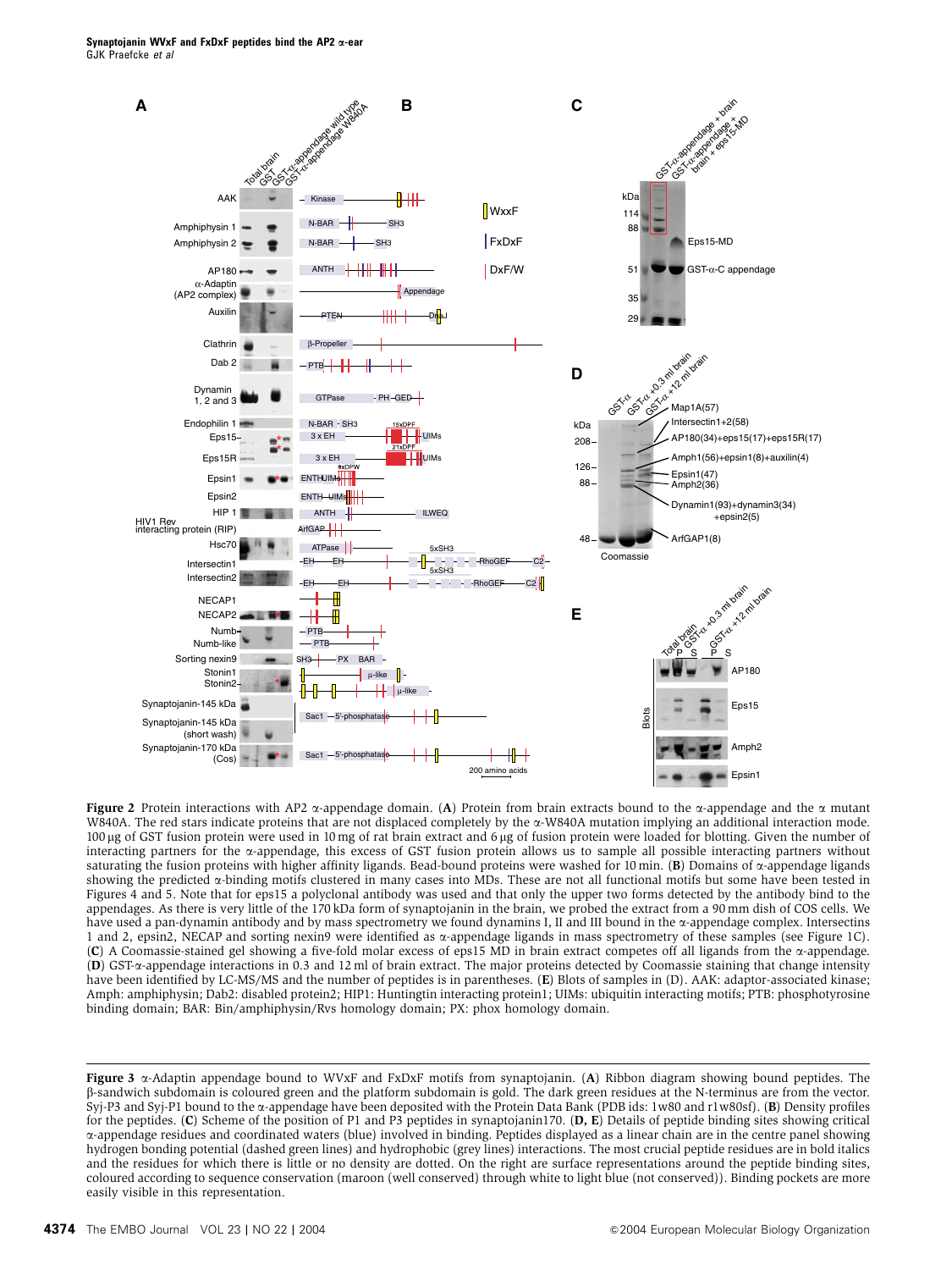**Figure 2** Protein interactions with AP2 α-appendage domain. (**A**) Protein from brain extracts bound to the α-appendage and the α mutant W840A. The red stars indicate proteins that are not displaced completely by the α-W840A mutation implying an additional interaction mode. 100 μg of GST fusion protein were used in 10 mg of rat brain extract and 6 μg of fusion protein were loaded for blotting. Given the number of interacting partners for the α-appendage, this excess of GST fusion protein allows us to sample all possible interacting partners without saturating the fusion proteins with higher affinity ligands. Bead-bound proteins were washed for 10 min. (**B**) Domains of α-appendage ligands showing the predicted α-binding motifs clustered in many cases into MDs. These are not all functional motifs but some have been tested in Figures 4 and 5. Note that for eps15 a polyclonal antibody was used and that only the upper two forms detected by the antibody bind to the appendages. As there is very little of the 170 kDa form of synaptojanin in the brain, we probed the extract from a 90 mm dish of COS cells. We have used a pan-dynamin antibody and by mass spectrometry we found dynamins I, II and III bound in the α-appendage complex. Intersectins 1 and 2, epsin2, NECAP and sorting nexin9 were identified as α-appendage ligands in mass spectrometry of these samples (see Figure 1C). (**C**) A Coomassie-stained gel showing a five-fold molar excess of eps15 MD in brain extract competes off all ligands from the α-appendage. (**D**) GST-α-appendage interactions in 0.3 and 12 ml of brain extract. The major proteins detected by Coomassie staining that change intensity have been identified by LC-MS/MS and the number of peptides is in parentheses. (**E**) Blots of samples in (D). AAK: adaptor-associated kinase; Amph: amphiphysin; Dab2: disabled protein2; HIP1: Huntingtin interacting protein1; UIMs: ubiquitin interacting motifs; PTB: phosphotyrosine binding domain; BAR: Bin/amphiphysin/Rvs homology domain; PX: phox homology domain.

**Figure 3** α-Adaptin appendage bound to WVxF and FxDxF motifs from synaptojanin. (**A**) Ribbon diagram showing bound peptides. The β-sandwich subdomain is coloured green and the platform subdomain is gold. The dark green residues at the N-terminus are from the vector. Syj-P3 and Syj-P1 bound to the α-appendage have been deposited with the Protein Data Bank (PDB ids: 1w80 and r1w80sf). (**B**) Density profiles for the peptides. (**C**) Scheme of the position of P1 and P3 peptides in synaptojanin170. (**D, E**) Details of peptide binding sites showing critical α-appendage residues and coordinated waters (blue) involved in binding. Peptides displayed as a linear chain are in the centre panel showing hydrogen bonding potential (dashed green lines) and hydrophobic (grey lines) interactions. The most crucial peptide residues are in bold italics and the residues for which there is little or no density are dotted. On the right are surface representations around the peptide binding sites, coloured according to sequence conservation (maroon (well conserved) through white to light blue (not conserved)). Binding pockets are more easily visible in this representation.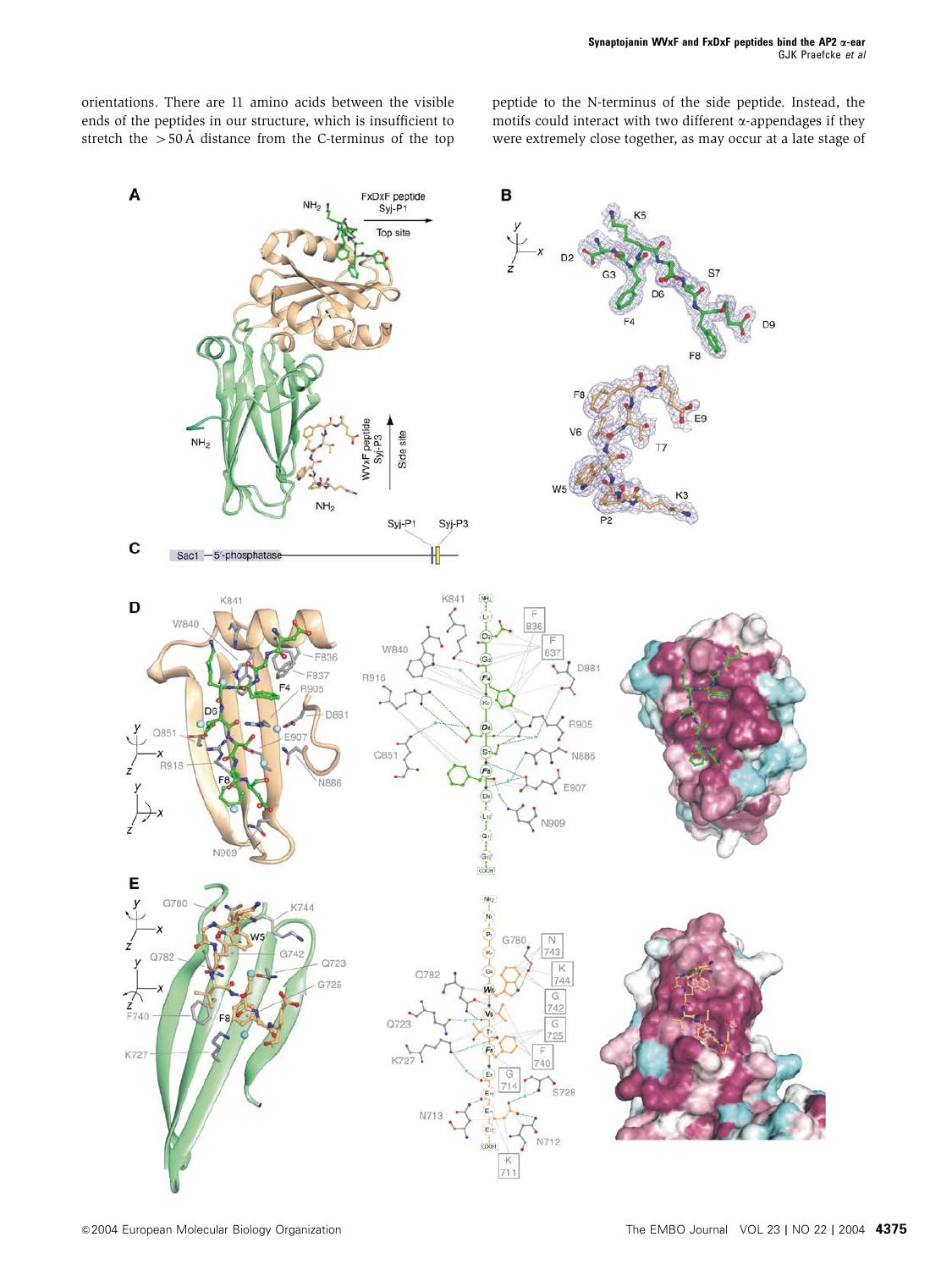orientations. There are 11 amino acids between the visible ends of the peptides in our structure, which is insufficient to stretch the >50 Å distance from the C-terminus of the top peptide to the N-terminus of the side peptide. Instead, the motifs could interact with two different α-appendages if they were extremely close together, as may occur at a late stage of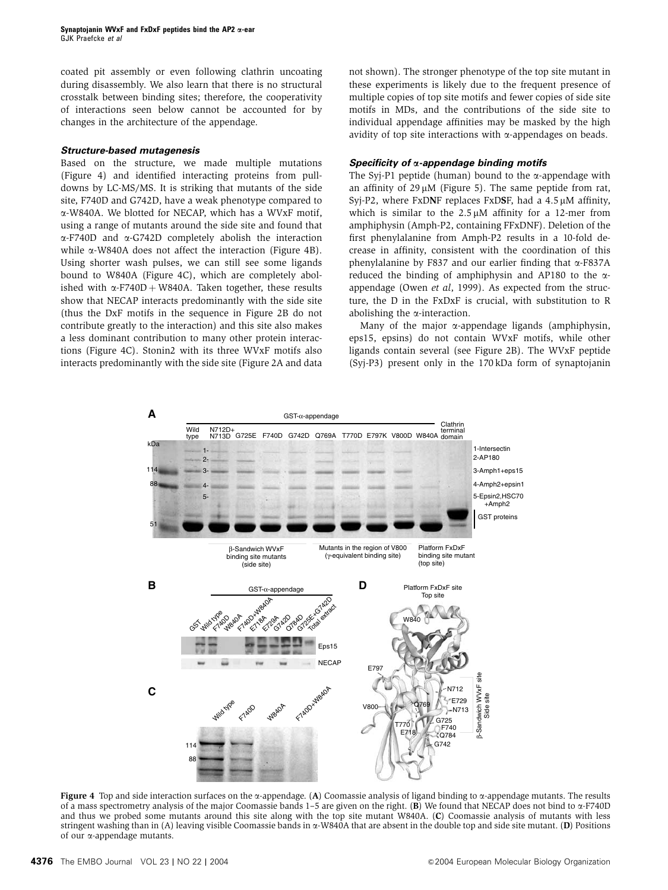coated pit assembly or even following clathrin uncoating during disassembly. We also learn that there is no structural crosstalk between binding sites; therefore, the cooperativity of interactions seen below cannot be accounted for by changes in the architecture of the appendage.

### *Structure-based mutagenesis*

Based on the structure, we made multiple mutations (Figure 4) and identified interacting proteins from pull-downs by LC-MS/MS. It is striking that mutants of the side site, F740D and G742D, have a weak phenotype compared to α-W840A. We blotted for NECAP, which has a WVxF motif, using a range of mutants around the side site and found that α-F740D and α-G742D completely abolish the interaction while α-W840A does not affect the interaction (Figure 4B). Using shorter wash pulses, we can still see some ligands bound to W840A (Figure 4C), which are completely abolished with α-F740D + W840A. Taken together, these results show that NECAP interacts predominantly with the side site (thus the DxF motifs in the sequence in Figure 2B do not contribute greatly to the interaction) and this site also makes a less dominant contribution to many other protein interactions (Figure 4C). Stonin2 with its three WVxF motifs also interacts predominantly with the side site (Figure 2A and data not shown). The stronger phenotype of the top site mutant in these experiments is likely due to the frequent presence of multiple copies of top site motifs and fewer copies of side site motifs in MDs, and the contributions of the side site to individual appendage affinities may be masked by the high avidity of top site interactions with α-appendages on beads.

### *Specificity of α-appendage binding motifs*

The Syj-P1 peptide (human) bound to the α-appendage with an affinity of 29 μM (Figure 5). The same peptide from rat, Syj-P2, where FxD**N**F replaces FxD**S**F, had a 4.5 μM affinity, which is similar to the 2.5 μM affinity for a 12-mer from amphiphysin (Amph-P2, containing FFxDNF). Deletion of the first phenylalanine from Amph-P2 results in a 10-fold decrease in affinity, consistent with the coordination of this phenylalanine by F837 and our earlier finding that α-F837A reduced the binding of amphiphysin and AP180 to the α-appendage (Owen *et al*, 1999). As expected from the structure, the D in the FxDxF is crucial, with substitution to R abolishing the α-interaction.

Many of the major α-appendage ligands (amphiphysin, eps15, epsins) do not contain WVxF motifs, while other ligands contain several (see Figure 2B). The WVxF peptide (Syj-P3) present only in the 170 kDa form of synaptojanin

**Figure 4** Top and side interaction surfaces on the α-appendage. (**A**) Coomassie analysis of ligand binding to α-appendage mutants. The results of a mass spectrometry analysis of the major Coomassie bands 1–5 are given on the right. (**B**) We found that NECAP does not bind to α-F740D and thus we probed some mutants around this site along with the top site mutant W840A. (**C**) Coomassie analysis of mutants with less stringent washing than in (A) leaving visible Coomassie bands in α-W840A that are absent in the double top and side site mutant. (**D**) Positions of our α-appendage mutants.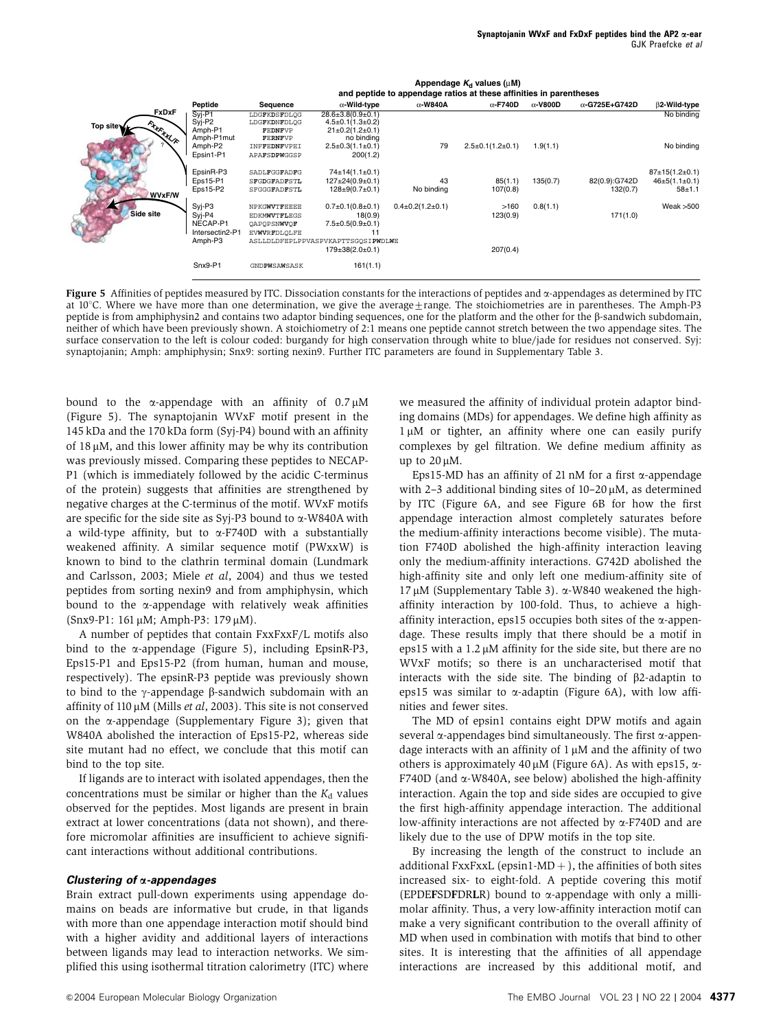| Peptide | Sequence | Appendage $K_d$ values (μM) and peptide to appendage ratios at these affinities in parentheses | | | | | |
|---|---|---|---|---|---|---|---|
| | | α-Wild-type | α-W840A | α-F740D | α-V800D | α-G725E+G742D | β2-Wild-type |
| Syj-P1 | LDGFKDSFDLQG | 28.6±3.8(0.9±0.1) | | | | | No binding |
| Syj-P2 | LDGFKDNFDLQG | 4.5±0.1(1.3±0.2) | | | | | |
| Amph-P1 | FEDNFVP | 21±0.2(1.2±0.1) | | | | | |
| Amph-P1mut | FERNFVP | no binding | | | | | |
| Amph-P2 | INFFEDNFVPEI | 2.5±0.3(1.1±0.1) | 79 | 2.5±0.1(1.2±0.1) | 1.9(1.1) | | No binding |
| Epsin1-P1 | APAFSDPWGGSP | 200(1.2) | | | | | |
| EpsinR-P3 | SADLFGGFADFG | 74±14(1.1±0.1) | | | | | 87±15(1.2±0.1) |
| Eps15-P1 | SFGDGFADFSTL | 127±24(0.9±0.1) | 43 | 85(1.1) | 135(0.7) | 82(0.9):G742D | 46±5(1.1±0.1) |
| Eps15-P2 | SFGGGFADFSTL | 128±9(0.7±0.1) | No binding | 107(0.8) | | 132(0.7) | 58±1.1 |
| Syj-P3 | NPKGWVTFEEEE | 0.7±0.1(0.8±0.1) | 0.4±0.2(1.2±0.1) | >160 | 0.8(1.1) | | Weak >500 |
| Syj-P4 | EDKMWVTFLEGS | 18(0.9) | | 123(0.9) | | 171(1.0) | |
| NECAP-P1 | QAPQPSNWVQF | 7.5±0.5(0.9±0.1) | | | | | |
| Intersectin2-P1 | EVWVRFDLQLFE | 11 | | | | | |
| Amph-P3 | ASLLDLDFEPLPPVASPVKAPTTSGQSIPWDLWE | 179±38(2.0±0.1) | | 207(0.4) | | | |
| Snx9-P1 | GNDPWSAWSASK | 161(1.1) | | | | | |

**Figure 5** Affinities of peptides measured by ITC. Dissociation constants for the interactions of peptides and α-appendages as determined by ITC at 10°C. Where we have more than one determination, we give the average±range. The stoichiometries are in parentheses. The Amph-P3 peptide is from amphiphysin2 and contains two adaptor binding sequences, one for the platform and the other for the β-sandwich subdomain, neither of which have been previously shown. A stoichiometry of 2:1 means one peptide cannot stretch between the two appendage sites. The surface conservation to the left is colour coded: burgandy for high conservation through white to blue/jade for residues not conserved. Syj: synaptojanin; Amph: amphiphysin; Snx9: sorting nexin9. Further ITC parameters are found in Supplementary Table 3.

bound to the α-appendage with an affinity of 0.7 μM (Figure 5). The synaptojanin WVxF motif present in the 145 kDa and the 170 kDa form (Syj-P4) bound with an affinity of 18 μM, and this lower affinity may be why its contribution was previously missed. Comparing these peptides to NECAP-P1 (which is immediately followed by the acidic C-terminus of the protein) suggests that affinities are strengthened by negative charges at the C-terminus of the motif. WVxF motifs are specific for the side site as Syj-P3 bound to α-W840A with a wild-type affinity, but to α-F740D with a substantially weakened affinity. A similar sequence motif (PWxxW) is known to bind to the clathrin terminal domain (Lundmark and Carlsson, 2003; Miele *et al*, 2004) and thus we tested peptides from sorting nexin9 and from amphiphysin, which bound to the α-appendage with relatively weak affinities (Snx9-P1: 161 μM; Amph-P3: 179 μM).

A number of peptides that contain FxxFxxF/L motifs also bind to the α-appendage (Figure 5), including EpsinR-P3, Eps15-P1 and Eps15-P2 (from human, human and mouse, respectively). The epsinR-P3 peptide was previously shown to bind to the γ-appendage β-sandwich subdomain with an affinity of 110 μM (Mills *et al*, 2003). This site is not conserved on the α-appendage (Supplementary Figure 3); given that W840A abolished the interaction of Eps15-P2, whereas side site mutant had no effect, we conclude that this motif can bind to the top site.

If ligands are to interact with isolated appendages, then the concentrations must be similar or higher than the $K_d$ values observed for the peptides. Most ligands are present in brain extract at lower concentrations (data not shown), and therefore micromolar affinities are insufficient to achieve significant interactions without additional contributions.

### *Clustering of α-appendages*

Brain extract pull-down experiments using appendage domains on beads are informative but crude, in that ligands with more than one appendage interaction motif should bind with a higher avidity and additional layers of interactions between ligands may lead to interaction networks. We simplified this using isothermal titration calorimetry (ITC) where we measured the affinity of individual protein adaptor binding domains (MDs) for appendages. We define high affinity as 1 μM or tighter, an affinity where one can easily purify complexes by gel filtration. We define medium affinity as up to 20 μM.

Eps15-MD has an affinity of 21 nM for a first α-appendage with 2–3 additional binding sites of 10–20 μM, as determined by ITC (Figure 6A, and see Figure 6B for how the first appendage interaction almost completely saturates before the medium-affinity interactions become visible). The mutation F740D abolished the high-affinity interaction leaving only the medium-affinity interactions. G742D abolished the high-affinity site and only left one medium-affinity site of 17 μM (Supplementary Table 3). α-W840 weakened the high-affinity interaction by 100-fold. Thus, to achieve a high-affinity interaction, eps15 occupies both sites of the α-appendage. These results imply that there should be a motif in eps15 with a 1.2 μM affinity for the side site, but there are no WVxF motifs; so there is an uncharacterised motif that interacts with the side site. The binding of β2-adaptin to eps15 was similar to α-adaptin (Figure 6A), with low affinities and fewer sites.

The MD of epsin1 contains eight DPW motifs and again several α-appendages bind simultaneously. The first α-appendage interacts with an affinity of 1 μM and the affinity of two others is approximately 40 μM (Figure 6A). As with eps15, α-F740D (and α-W840A, see below) abolished the high-affinity interaction. Again the top and side sides are occupied to give the first high-affinity appendage interaction. The additional low-affinity interactions are not affected by α-F740D and are likely due to the use of DPW motifs in the top site.

By increasing the length of the construct to include an additional FxxFxxL (epsin1-MD+), the affinities of both sites increased six- to eight-fold. A peptide covering this motif (EPDE**F**SD**F**DR**L**R) bound to α-appendage with only a millimolar affinity. Thus, a very low-affinity interaction motif can make a very significant contribution to the overall affinity of MD when used in combination with motifs that bind to other sites. It is interesting that the affinities of all appendage interactions are increased by this additional motif, and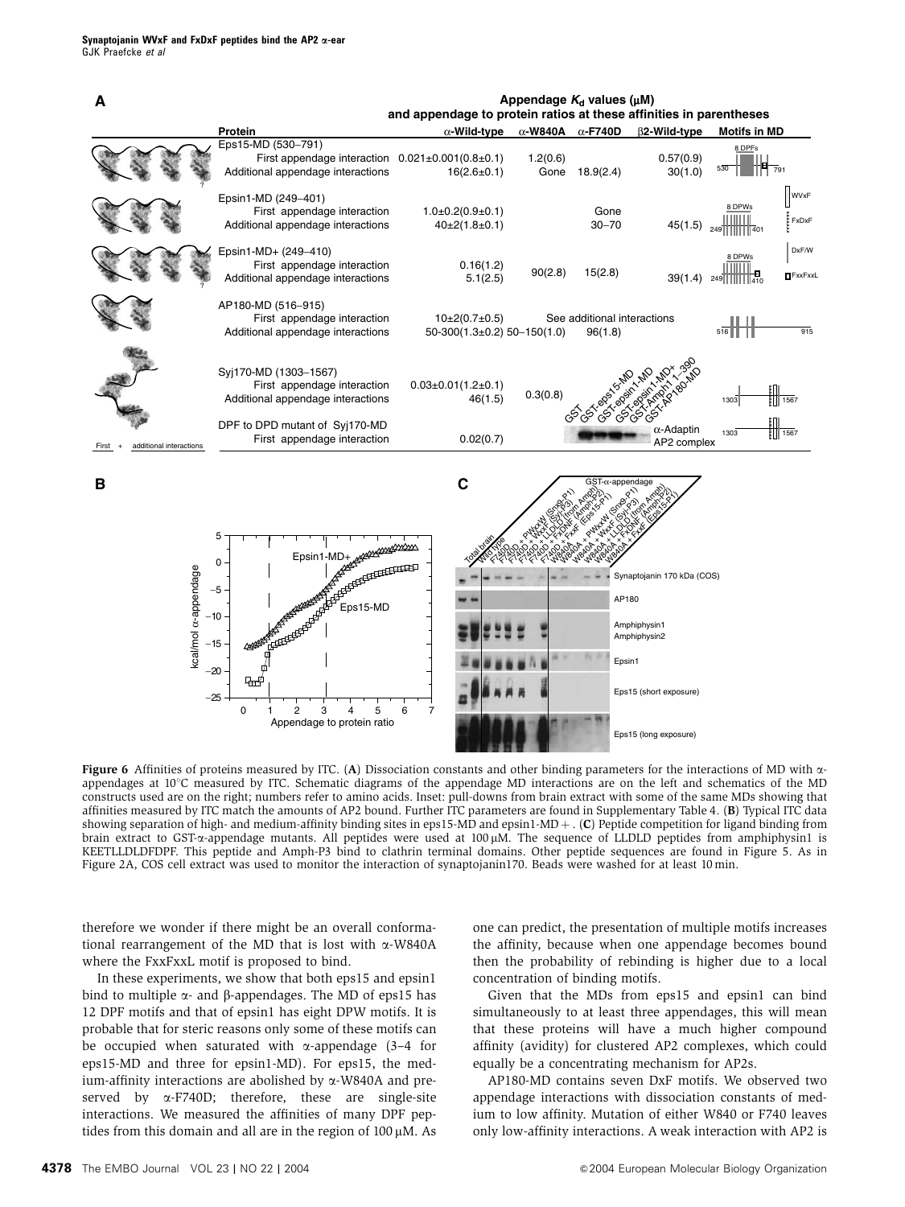**Figure 6** Affinities of proteins measured by ITC. (**A**) Dissociation constants and other binding parameters for the interactions of MD with α-appendages at 10°C measured by ITC. Schematic diagrams of the appendage MD interactions are on the left and schematics of the MD constructs used are on the right; numbers refer to amino acids. Inset: pull-downs from brain extract with some of the same MDs showing that affinities measured by ITC match the amounts of AP2 bound. Further ITC parameters are found in Supplementary Table 4. (**B**) Typical ITC data showing separation of high- and medium-affinity binding sites in eps15-MD and epsin1-MD+. (**C**) Peptide competition for ligand binding from brain extract to GST-α-appendage mutants. All peptides were used at 100 μM. The sequence of LLDLD peptides from amphiphysin1 is KEETLLDLDFDPF. This peptide and Amph-P3 bind to clathrin terminal domains. Other peptide sequences are found in Figure 5. As in Figure 2A, COS cell extract was used to monitor the interaction of synaptojanin170. Beads were washed for at least 10 min.

therefore we wonder if there might be an overall conformational rearrangement of the MD that is lost with α-W840A where the FxxFxxL motif is proposed to bind.

In these experiments, we show that both eps15 and epsin1 bind to multiple α- and β-appendages. The MD of eps15 has 12 DPF motifs and that of epsin1 has eight DPW motifs. It is probable that for steric reasons only some of these motifs can be occupied when saturated with α-appendage (3–4 for eps15-MD and three for epsin1-MD). For eps15, the medium-affinity interactions are abolished by α-W840A and preserved by α-F740D; therefore, these are single-site interactions. We measured the affinities of many DPF peptides from this domain and all are in the region of 100 μM. As one can predict, the presentation of multiple motifs increases the affinity, because when one appendage becomes bound then the probability of rebinding is higher due to a local concentration of binding motifs.

Given that the MDs from eps15 and epsin1 can bind simultaneously to at least three appendages, this will mean that these proteins will have a much higher compound affinity (avidity) for clustered AP2 complexes, which could equally be a concentrating mechanism for AP2s.

AP180-MD contains seven DxF motifs. We observed two appendage interactions with dissociation constants of medium to low affinity. Mutation of either W840 or F740 leaves only low-affinity interactions. A weak interaction with AP2 is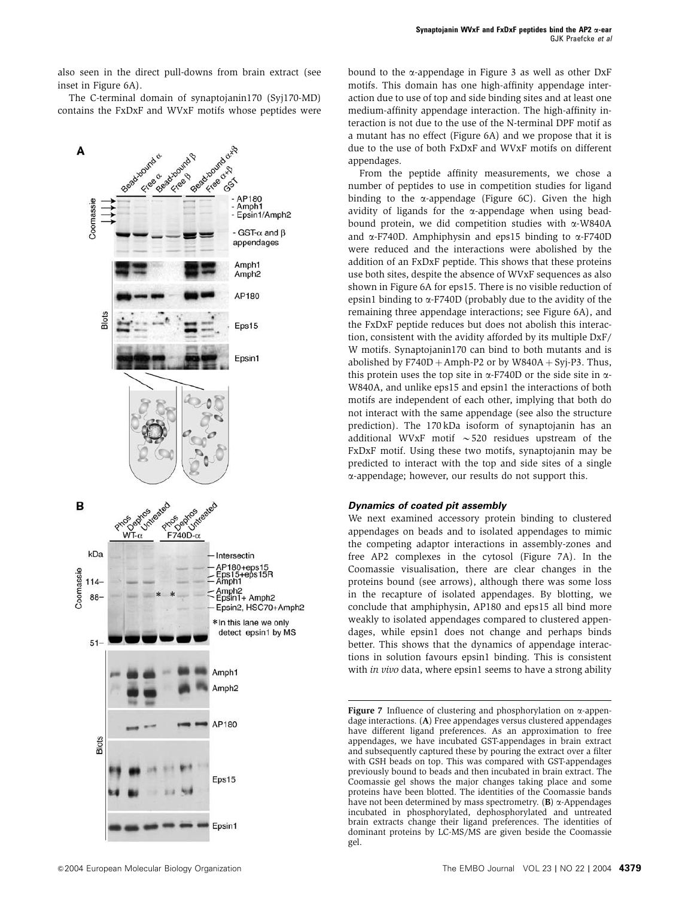also seen in the direct pull-downs from brain extract (see inset in Figure 6A).

The C-terminal domain of synaptojanin170 (Syj170-MD) contains the FxDxF and WVxF motifs whose peptides were bound to the α-appendage in Figure 3 as well as other DxF motifs. This domain has one high-affinity appendage interaction due to use of top and side binding sites and at least one medium-affinity appendage interaction. The high-affinity interaction is not due to the use of the N-terminal DPF motif as a mutant has no effect (Figure 6A) and we propose that it is due to the use of both FxDxF and WVxF motifs on different appendages.

From the peptide affinity measurements, we chose a number of peptides to use in competition studies for ligand binding to the α-appendage (Figure 6C). Given the high avidity of ligands for the α-appendage when using bead-bound protein, we did competition studies with α-W840A and α-F740D. Amphiphysin and eps15 binding to α-F740D were reduced and the interactions were abolished by the addition of an FxDxF peptide. This shows that these proteins use both sites, despite the absence of WVxF sequences as also shown in Figure 6A for eps15. There is no visible reduction of epsin1 binding to α-F740D (probably due to the avidity of the remaining three appendage interactions; see Figure 6A), and the FxDxF peptide reduces but does not abolish this interaction, consistent with the avidity afforded by its multiple DxF/W motifs. Synaptojanin170 can bind to both mutants and is abolished by F740D + Amph-P2 or by W840A + Syj-P3. Thus, this protein uses the top site in α-F740D or the side site in α-W840A, and unlike eps15 and epsin1 the interactions of both motifs are independent of each other, implying that both do not interact with the same appendage (see also the structure prediction). The 170 kDa isoform of synaptojanin has an additional WVxF motif ~520 residues upstream of the FxDxF motif. Using these two motifs, synaptojanin may be predicted to interact with the top and side sites of a single α-appendage; however, our results do not support this.

### Dynamics of coated pit assembly

We next examined accessory protein binding to clustered appendages on beads and to isolated appendages to mimic the competing adaptor interactions in assembly-zones and free AP2 complexes in the cytosol (Figure 7A). In the Coomassie visualisation, there are clear changes in the proteins bound (see arrows), although there was some loss in the recapture of isolated appendages. By blotting, we conclude that amphiphysin, AP180 and eps15 all bind more weakly to isolated appendages compared to clustered appendages, while epsin1 does not change and perhaps binds better. This shows that the dynamics of appendage interactions in solution favours epsin1 binding. This is consistent with *in vivo* data, where epsin1 seems to have a strong ability

**Figure 7** Influence of clustering and phosphorylation on α-appendage interactions. (**A**) Free appendages versus clustered appendages have different ligand preferences. As an approximation to free appendages, we have incubated GST-appendages in brain extract and subsequently captured these by pouring the extract over a filter with GSH beads on top. This was compared with GST-appendages previously bound to beads and then incubated in brain extract. The Coomassie gel shows the major changes taking place and some proteins have been blotted. The identities of the Coomassie bands have not been determined by mass spectrometry. (**B**) α-Appendages incubated in phosphorylated, dephosphorylated and untreated brain extracts change their ligand preferences. The identities of dominant proteins by LC-MS/MS are given beside the Coomassie gel.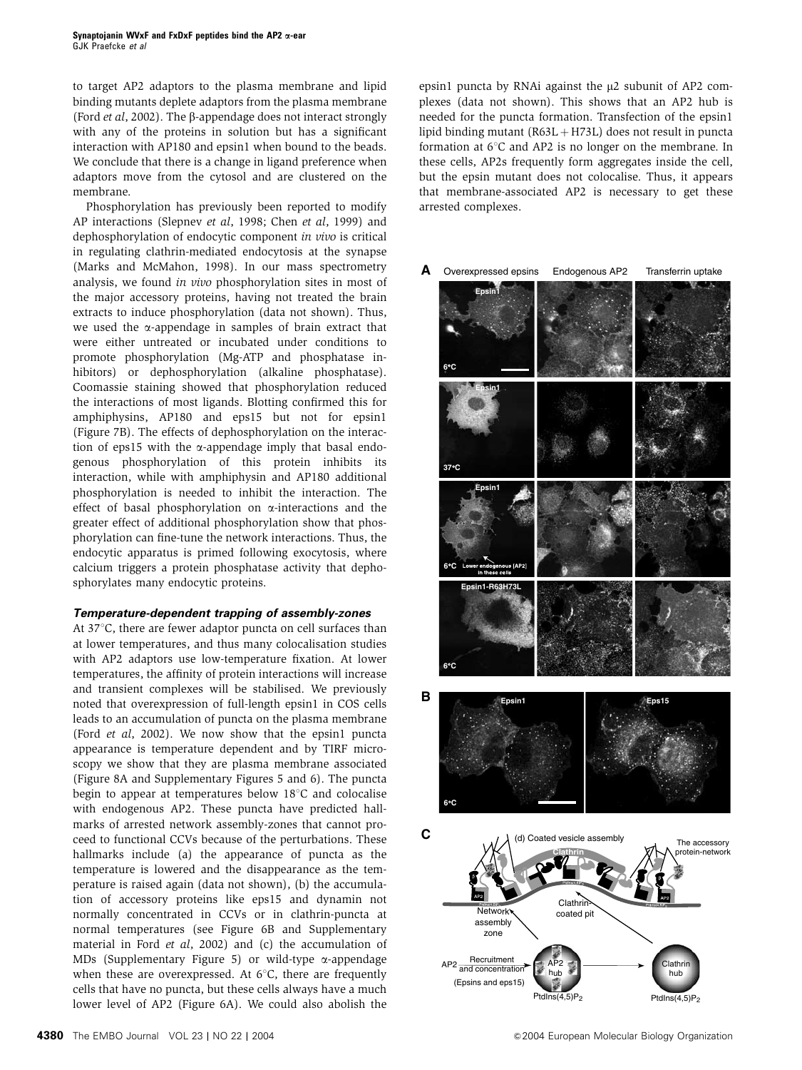to target AP2 adaptors to the plasma membrane and lipid binding mutants deplete adaptors from the plasma membrane (Ford *et al*, 2002). The β-appendage does not interact strongly with any of the proteins in solution but has a significant interaction with AP180 and epsin1 when bound to the beads. We conclude that there is a change in ligand preference when adaptors move from the cytosol and are clustered on the membrane.

Phosphorylation has previously been reported to modify AP interactions (Slepnev *et al*, 1998; Chen *et al*, 1999) and dephosphorylation of endocytic component *in vivo* is critical in regulating clathrin-mediated endocytosis at the synapse (Marks and McMahon, 1998). In our mass spectrometry analysis, we found *in vivo* phosphorylation sites in most of the major accessory proteins, having not treated the brain extracts to induce phosphorylation (data not shown). Thus, we used the α-appendage in samples of brain extract that were either untreated or incubated under conditions to promote phosphorylation (Mg-ATP and phosphatase inhibitors) or dephosphorylation (alkaline phosphatase). Coomassie staining showed that phosphorylation reduced the interactions of most ligands. Blotting confirmed this for amphiphysins, AP180 and eps15 but not for epsin1 (Figure 7B). The effects of dephosphorylation on the interaction of eps15 with the α-appendage imply that basal endogenous phosphorylation of this protein inhibits its interaction, while with amphiphysin and AP180 additional phosphorylation is needed to inhibit the interaction. The effect of basal phosphorylation on α-interactions and the greater effect of additional phosphorylation show that phosphorylation can fine-tune the network interactions. Thus, the endocytic apparatus is primed following exocytosis, where calcium triggers a protein phosphatase activity that dephosphorylates many endocytic proteins.

### *Temperature-dependent trapping of assembly-zones*

At 37°C, there are fewer adaptor puncta on cell surfaces than at lower temperatures, and thus many colocalisation studies with AP2 adaptors use low-temperature fixation. At lower temperatures, the affinity of protein interactions will increase and transient complexes will be stabilised. We previously noted that overexpression of full-length epsin1 in COS cells leads to an accumulation of puncta on the plasma membrane (Ford *et al*, 2002). We now show that the epsin1 puncta appearance is temperature dependent and by TIRF microscopy we show that they are plasma membrane associated (Figure 8A and Supplementary Figures 5 and 6). The puncta begin to appear at temperatures below 18°C and colocalise with endogenous AP2. These puncta have predicted hallmarks of arrested network assembly-zones that cannot proceed to functional CCVs because of the perturbations. These hallmarks include (a) the appearance of puncta as the temperature is lowered and the disappearance as the temperature is raised again (data not shown), (b) the accumulation of accessory proteins like eps15 and dynamin not normally concentrated in CCVs or in clathrin-puncta at normal temperatures (see Figure 6B and Supplementary material in Ford *et al*, 2002) and (c) the accumulation of MDs (Supplementary Figure 5) or wild-type α-appendage when these are overexpressed. At 6°C, there are frequently cells that have no puncta, but these cells always have a much lower level of AP2 (Figure 6A). We could also abolish the epsin1 puncta by RNAi against the μ2 subunit of AP2 complexes (data not shown). This shows that an AP2 hub is needed for the puncta formation. Transfection of the epsin1 lipid binding mutant (R63L + H73L) does not result in puncta formation at 6°C and AP2 is no longer on the membrane. In these cells, AP2s frequently form aggregates inside the cell, but the epsin mutant does not colocalise. Thus, it appears that membrane-associated AP2 is necessary to get these arrested complexes.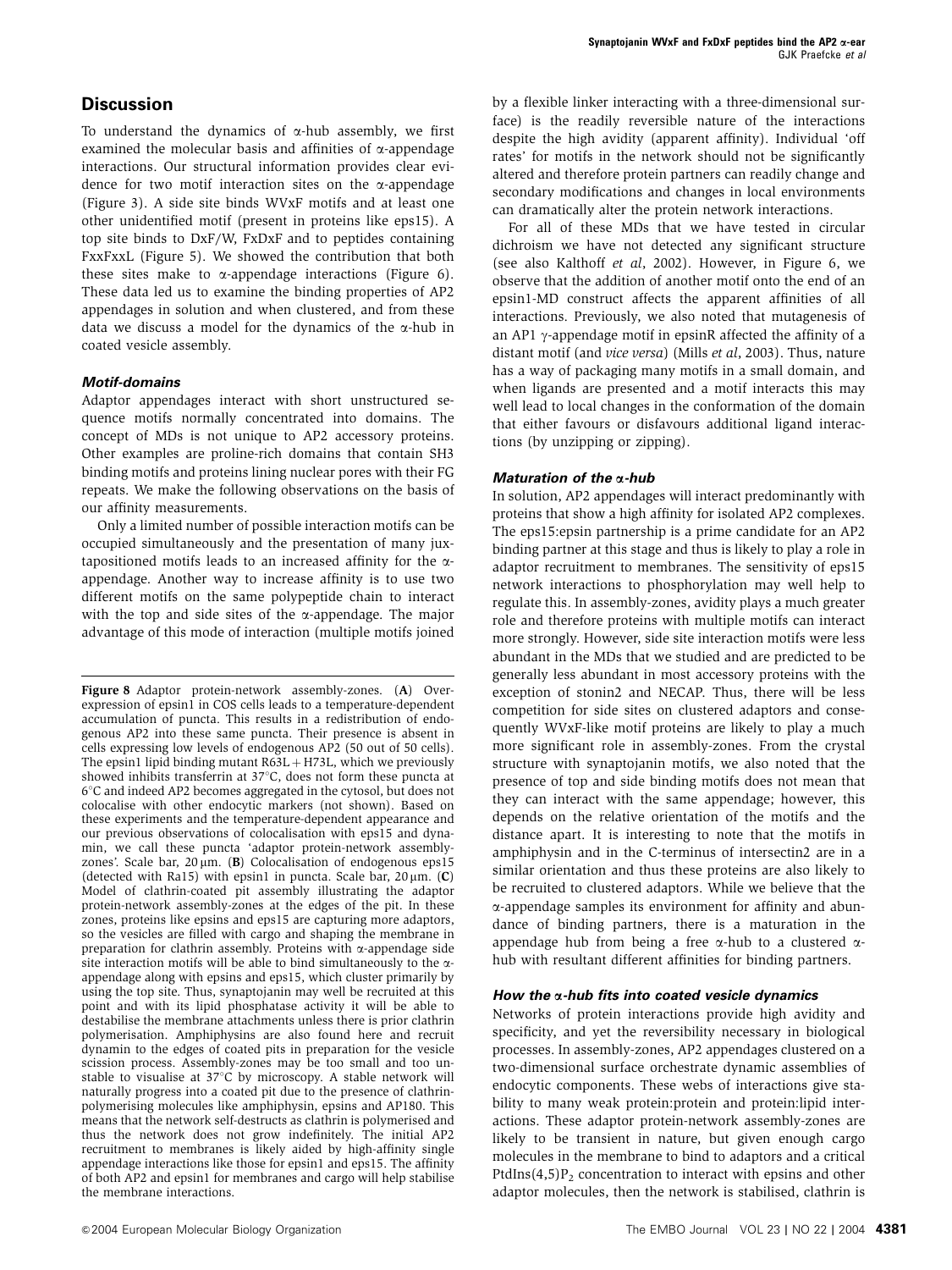## Discussion

To understand the dynamics of α-hub assembly, we first examined the molecular basis and affinities of α-appendage interactions. Our structural information provides clear evidence for two motif interaction sites on the α-appendage (Figure 3). A side site binds WVxF motifs and at least one other unidentified motif (present in proteins like eps15). A top site binds to DxF/W, FxDxF and to peptides containing FxxFxxL (Figure 5). We showed the contribution that both these sites make to α-appendage interactions (Figure 6). These data led us to examine the binding properties of AP2 appendages in solution and when clustered, and from these data we discuss a model for the dynamics of the α-hub in coated vesicle assembly.

### Motif-domains

Adaptor appendages interact with short unstructured sequence motifs normally concentrated into domains. The concept of MDs is not unique to AP2 accessory proteins. Other examples are proline-rich domains that contain SH3 binding motifs and proteins lining nuclear pores with their FG repeats. We make the following observations on the basis of our affinity measurements.

Only a limited number of possible interaction motifs can be occupied simultaneously and the presentation of many juxtapositioned motifs leads to an increased affinity for the α-appendage. Another way to increase affinity is to use two different motifs on the same polypeptide chain to interact with the top and side sites of the α-appendage. The major advantage of this mode of interaction (multiple motifs joined by a flexible linker interacting with a three-dimensional surface) is the readily reversible nature of the interactions despite the high avidity (apparent affinity). Individual 'off rates' for motifs in the network should not be significantly altered and therefore protein partners can readily change and secondary modifications and changes in local environments can dramatically alter the protein network interactions.

For all of these MDs that we have tested in circular dichroism we have not detected any significant structure (see also Kalthoff *et al*, 2002). However, in Figure 6, we observe that the addition of another motif onto the end of an epsin1-MD construct affects the apparent affinities of all interactions. Previously, we also noted that mutagenesis of an AP1 γ-appendage motif in epsinR affected the affinity of a distant motif (and *vice versa*) (Mills *et al*, 2003). Thus, nature has a way of packaging many motifs in a small domain, and when ligands are presented and a motif interacts this may well lead to local changes in the conformation of the domain that either favours or disfavours additional ligand interactions (by unzipping or zipping).

### Maturation of the α-hub

In solution, AP2 appendages will interact predominantly with proteins that show a high affinity for isolated AP2 complexes. The eps15:epsin partnership is a prime candidate for an AP2 binding partner at this stage and thus is likely to play a role in adaptor recruitment to membranes. The sensitivity of eps15 network interactions to phosphorylation may well help to regulate this. In assembly-zones, avidity plays a much greater role and therefore proteins with multiple motifs can interact more strongly. However, side site interaction motifs were less abundant in the MDs that we studied and are predicted to be generally less abundant in most accessory proteins with the exception of stonin2 and NECAP. Thus, there will be less competition for side sites on clustered adaptors and consequently WVxF-like motif proteins are likely to play a much more significant role in assembly-zones. From the crystal structure with synaptojanin motifs, we also noted that the presence of top and side binding motifs does not mean that they can interact with the same appendage; however, this depends on the relative orientation of the motifs and the distance apart. It is interesting to note that the motifs in amphiphysin and in the C-terminus of intersectin2 are in a similar orientation and thus these proteins are also likely to be recruited to clustered adaptors. While we believe that the α-appendage samples its environment for affinity and abundance of binding partners, there is a maturation in the appendage hub from being a free α-hub to a clustered α-hub with resultant different affinities for binding partners.

### How the α-hub fits into coated vesicle dynamics

Networks of protein interactions provide high avidity and specificity, and yet the reversibility necessary in biological processes. In assembly-zones, AP2 appendages clustered on a two-dimensional surface orchestrate dynamic assemblies of endocytic components. These webs of interactions give stability to many weak protein:protein and protein:lipid interactions. These adaptor protein-network assembly-zones are likely to be transient in nature, but given enough cargo molecules in the membrane to bind to adaptors and a critical PtdIns(4,5)$P_2$ concentration to interact with epsins and other adaptor molecules, then the network is stabilised, clathrin is

**Figure 8** Adaptor protein-network assembly-zones. (**A**) Overexpression of epsin1 in COS cells leads to a temperature-dependent accumulation of puncta. This results in a redistribution of endogenous AP2 into these same puncta. Their presence is absent in cells expressing low levels of endogenous AP2 (50 out of 50 cells). The epsin1 lipid binding mutant R63L + H73L, which we previously showed inhibits transferrin at 37°C, does not form these puncta at 6°C and indeed AP2 becomes aggregated in the cytosol, but does not colocalise with other endocytic markers (not shown). Based on these experiments and the temperature-dependent appearance and our previous observations of colocalisation with eps15 and dynamin, we call these puncta 'adaptor protein-network assembly-zones'. Scale bar, 20 μm. (**B**) Colocalisation of endogenous eps15 (detected with Ra15) with epsin1 in puncta. Scale bar, 20 μm. (**C**) Model of clathrin-coated pit assembly illustrating the adaptor protein-network assembly-zones at the edges of the pit. In these zones, proteins like epsins and eps15 are capturing more adaptors, so the vesicles are filled with cargo and shaping the membrane in preparation for clathrin assembly. Proteins with α-appendage side site interaction motifs will be able to bind simultaneously to the α-appendage along with epsins and eps15, which cluster primarily by using the top site. Thus, synaptojanin may well be recruited at this point and with its lipid phosphatase activity it will be able to destabilise the membrane attachments unless there is prior clathrin polymerisation. Amphiphysins are also found here and recruit dynamin to the edges of coated pits in preparation for the vesicle scission process. Assembly-zones may be too small and too unstable to visualise at 37°C by microscopy. A stable network will naturally progress into a coated pit due to the presence of clathrin-polymerising molecules like amphiphysin, epsins and AP180. This means that the network self-destructs as clathrin is polymerised and thus the network does not grow indefinitely. The initial AP2 recruitment to membranes is likely aided by high-affinity single appendage interactions like those for epsin1 and eps15. The affinity of both AP2 and epsin1 for membranes and cargo will help stabilise the membrane interactions.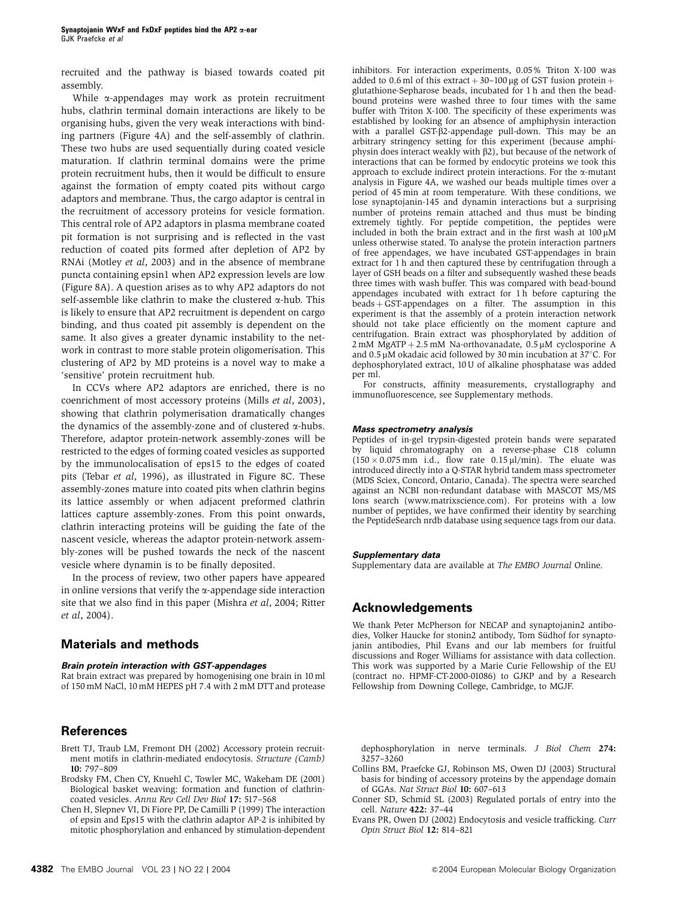recruited and the pathway is biased towards coated pit assembly.

While α-appendages may work as protein recruitment hubs, clathrin terminal domain interactions are likely to be organising hubs, given the very weak interactions with binding partners (Figure 4A) and the self-assembly of clathrin. These two hubs are used sequentially during coated vesicle maturation. If clathrin terminal domains were the prime protein recruitment hubs, then it would be difficult to ensure against the formation of empty coated pits without cargo adaptors and membrane. Thus, the cargo adaptor is central in the recruitment of accessory proteins for vesicle formation. This central role of AP2 adaptors in plasma membrane coated pit formation is not surprising and is reflected in the vast reduction of coated pits formed after depletion of AP2 by RNAi (Motley *et al*, 2003) and in the absence of membrane puncta containing epsin1 when AP2 expression levels are low (Figure 8A). A question arises as to why AP2 adaptors do not self-assemble like clathrin to make the clustered α-hub. This is likely to ensure that AP2 recruitment is dependent on cargo binding, and thus coated pit assembly is dependent on the same. It also gives a greater dynamic instability to the network in contrast to more stable protein oligomerisation. This clustering of AP2 by MD proteins is a novel way to make a 'sensitive' protein recruitment hub.

In CCVs where AP2 adaptors are enriched, there is no coenrichment of most accessory proteins (Mills *et al*, 2003), showing that clathrin polymerisation dramatically changes the dynamics of the assembly-zone and of clustered α-hubs. Therefore, adaptor protein-network assembly-zones will be restricted to the edges of forming coated vesicles as supported by the immunolocalisation of eps15 to the edges of coated pits (Tebar *et al*, 1996), as illustrated in Figure 8C. These assembly-zones mature into coated pits when clathrin begins its lattice assembly or when adjacent preformed clathrin lattices capture assembly-zones. From this point onwards, clathrin interacting proteins will be guiding the fate of the nascent vesicle, whereas the adaptor protein-network assembly-zones will be pushed towards the neck of the nascent vesicle where dynamin is to be finally deposited.

In the process of review, two other papers have appeared in online versions that verify the α-appendage side interaction site that we also find in this paper (Mishra *et al*, 2004; Ritter *et al*, 2004).

## Materials and methods

### Brain protein interaction with GST-appendages

Rat brain extract was prepared by homogenising one brain in 10 ml of 150 mM NaCl, 10 mM HEPES pH 7.4 with 2 mM DTT and protease inhibitors. For interaction experiments, 0.05% Triton X-100 was added to 0.6 ml of this extract + 30–100 μg of GST fusion protein + glutathione-Sepharose beads, incubated for 1 h and then the bead-bound proteins were washed three to four times with the same buffer with Triton X-100. The specificity of these experiments was established by looking for an absence of amphiphysin interaction with a parallel GST-β2-appendage pull-down. This may be an arbitrary stringency setting for this experiment (because amphiphysin does interact weakly with β2), but because of the network of interactions that can be formed by endocytic proteins we took this approach to exclude indirect protein interactions. For the α-mutant analysis in Figure 4A, we washed our beads multiple times over a period of 45 min at room temperature. With these conditions, we lose synaptojanin-145 and dynamin interactions but a surprising number of proteins remain attached and thus must be binding extremely tightly. For peptide competition, the peptides were included in both the brain extract and in the first wash at 100 μM unless otherwise stated. To analyse the protein interaction partners of free appendages, we have incubated GST-appendages in brain extract for 1 h and then captured these by centrifugation through a layer of GSH beads on a filter and subsequently washed these beads three times with wash buffer. This was compared with bead-bound appendages incubated with extract for 1 h before capturing the beads + GST-appendages on a filter. The assumption in this experiment is that the assembly of a protein interaction network should not take place efficiently on the moment capture and centrifugation. Brain extract was phosphorylated by addition of 2 mM MgATP + 2.5 mM Na-orthovanadate, 0.5 μM cyclosporine A and 0.5 μM okadaic acid followed by 30 min incubation at 37°C. For dephosphorylated extract, 10 U of alkaline phosphatase was added per ml.

For constructs, affinity measurements, crystallography and immunofluorescence, see Supplementary methods.

### Mass spectrometry analysis

Peptides of in-gel trypsin-digested protein bands were separated by liquid chromatography on a reverse-phase C18 column (150 × 0.075 mm i.d., flow rate 0.15 μl/min). The eluate was introduced directly into a Q-STAR hybrid tandem mass spectrometer (MDS Sciex, Concord, Ontario, Canada). The spectra were searched against an NCBI non-redundant database with MASCOT MS/MS Ions search (www.matrixscience.com). For proteins with a low number of peptides, we have confirmed their identity by searching the PeptideSearch nrdb database using sequence tags from our data.

### Supplementary data

Supplementary data are available at *The EMBO Journal* Online.

## Acknowledgements

We thank Peter McPherson for NECAP and synaptojanin2 antibodies, Volker Haucke for stonin2 antibody, Tom Südhof for synaptojanin antibodies, Phil Evans and our lab members for fruitful discussions and Roger Williams for assistance with data collection. This work was supported by a Marie Curie Fellowship of the EU (contract no. HPMF-CT-2000-01086) to GJKP and by a Research Fellowship from Downing College, Cambridge, to MGJF.

## References

Brett TJ, Traub LM, Fremont DH (2002) Accessory protein recruitment motifs in clathrin-mediated endocytosis. *Structure (Camb)* **10:** 797–809

Brodsky FM, Chen CY, Knuehl C, Towler MC, Wakeham DE (2001) Biological basket weaving: formation and function of clathrin-coated vesicles. *Annu Rev Cell Dev Biol* **17:** 517–568

Chen H, Slepnev VI, Di Fiore PP, De Camilli P (1999) The interaction of epsin and Eps15 with the clathrin adaptor AP-2 is inhibited by mitotic phosphorylation and enhanced by stimulation-dependent dephosphorylation in nerve terminals. *J Biol Chem* **274:** 3257–3260

Collins BM, Praefcke GJ, Robinson MS, Owen DJ (2003) Structural basis for binding of accessory proteins by the appendage domain of GGAs. *Nat Struct Biol* **10:** 607–613

Conner SD, Schmid SL (2003) Regulated portals of entry into the cell. *Nature* **422:** 37–44

Evans PR, Owen DJ (2002) Endocytosis and vesicle trafficking. *Curr Opin Struct Biol* **12:** 814–821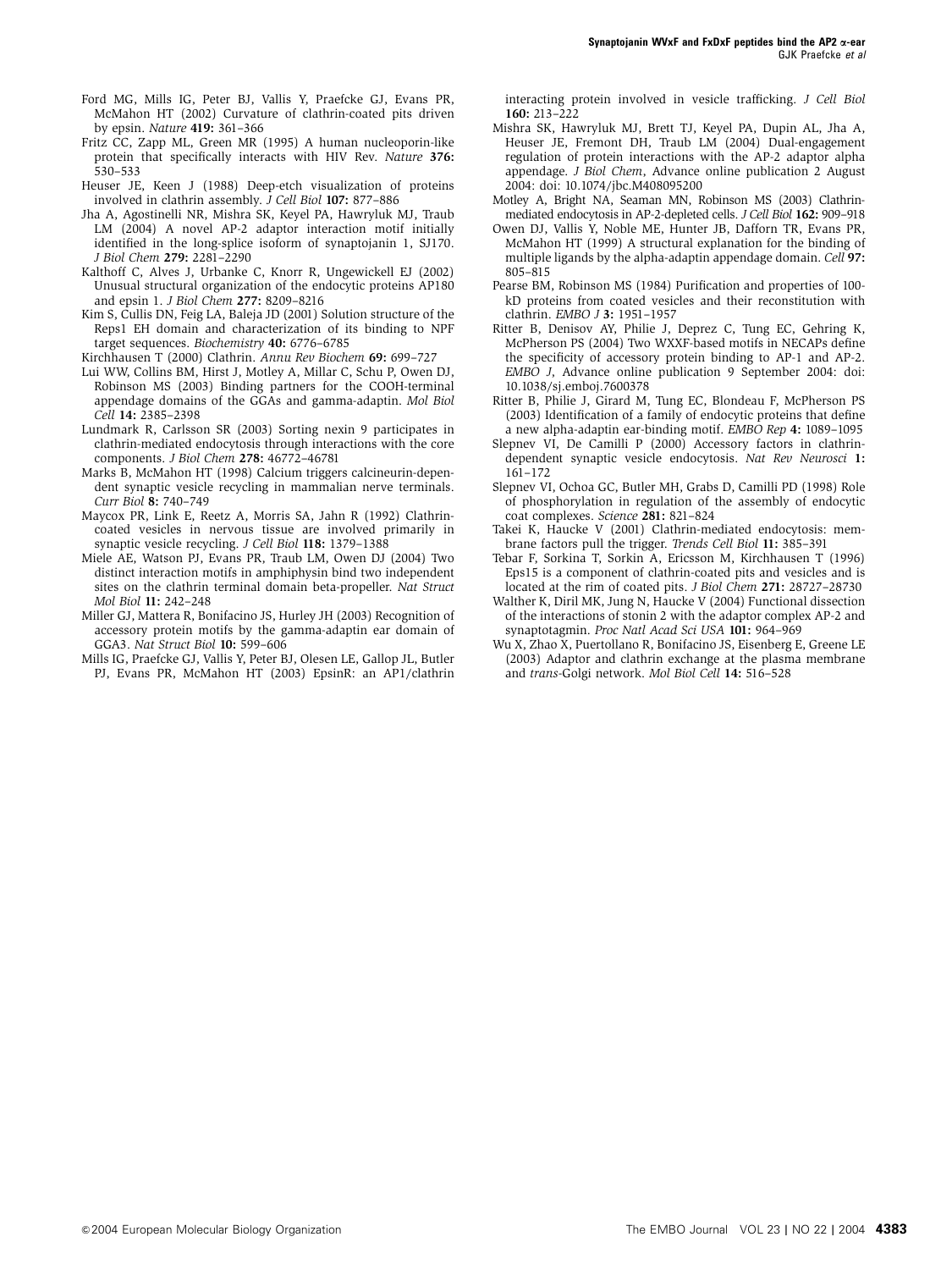Ford MG, Mills IG, Peter BJ, Vallis Y, Praefcke GJ, Evans PR, McMahon HT (2002) Curvature of clathrin-coated pits driven by epsin. *Nature* **419:** 361–366

Fritz CC, Zapp ML, Green MR (1995) A human nucleoporin-like protein that specifically interacts with HIV Rev. *Nature* **376:** 530–533

Heuser JE, Keen J (1988) Deep-etch visualization of proteins involved in clathrin assembly. *J Cell Biol* **107:** 877–886

Jha A, Agostinelli NR, Mishra SK, Keyel PA, Hawryluk MJ, Traub LM (2004) A novel AP-2 adaptor interaction motif initially identified in the long-splice isoform of synaptojanin 1, SJ170. *J Biol Chem* **279:** 2281–2290

Kalthoff C, Alves J, Urbanke C, Knorr R, Ungewickell EJ (2002) Unusual structural organization of the endocytic proteins AP180 and epsin 1. *J Biol Chem* **277:** 8209–8216

Kim S, Cullis DN, Feig LA, Baleja JD (2001) Solution structure of the Reps1 EH domain and characterization of its binding to NPF target sequences. *Biochemistry* **40:** 6776–6785

Kirchhausen T (2000) Clathrin. *Annu Rev Biochem* **69:** 699–727

Lui WW, Collins BM, Hirst J, Motley A, Millar C, Schu P, Owen DJ, Robinson MS (2003) Binding partners for the COOH-terminal appendage domains of the GGAs and gamma-adaptin. *Mol Biol Cell* **14:** 2385–2398

Lundmark R, Carlsson SR (2003) Sorting nexin 9 participates in clathrin-mediated endocytosis through interactions with the core components. *J Biol Chem* **278:** 46772–46781

Marks B, McMahon HT (1998) Calcium triggers calcineurin-dependent synaptic vesicle recycling in mammalian nerve terminals. *Curr Biol* **8:** 740–749

Maycox PR, Link E, Reetz A, Morris SA, Jahn R (1992) Clathrin-coated vesicles in nervous tissue are involved primarily in synaptic vesicle recycling. *J Cell Biol* **118:** 1379–1388

Miele AE, Watson PJ, Evans PR, Traub LM, Owen DJ (2004) Two distinct interaction motifs in amphiphysin bind two independent sites on the clathrin terminal domain beta-propeller. *Nat Struct Mol Biol* **11:** 242–248

Miller GJ, Mattera R, Bonifacino JS, Hurley JH (2003) Recognition of accessory protein motifs by the gamma-adaptin ear domain of GGA3. *Nat Struct Biol* **10:** 599–606

Mills IG, Praefcke GJ, Vallis Y, Peter BJ, Olesen LE, Gallop JL, Butler PJ, Evans PR, McMahon HT (2003) EpsinR: an AP1/clathrin interacting protein involved in vesicle trafficking. *J Cell Biol* **160:** 213–222

Mishra SK, Hawryluk MJ, Brett TJ, Keyel PA, Dupin AL, Jha A, Heuser JE, Fremont DH, Traub LM (2004) Dual-engagement regulation of protein interactions with the AP-2 adaptor alpha appendage. *J Biol Chem*, Advance online publication 2 August 2004: doi: 10.1074/jbc.M408095200

Motley A, Bright NA, Seaman MN, Robinson MS (2003) Clathrin-mediated endocytosis in AP-2-depleted cells. *J Cell Biol* **162:** 909–918

Owen DJ, Vallis Y, Noble ME, Hunter JB, Dafforn TR, Evans PR, McMahon HT (1999) A structural explanation for the binding of multiple ligands by the alpha-adaptin appendage domain. *Cell* **97:** 805–815

Pearse BM, Robinson MS (1984) Purification and properties of 100-kD proteins from coated vesicles and their reconstitution with clathrin. *EMBO J* **3:** 1951–1957

Ritter B, Denisov AY, Philie J, Deprez C, Tung EC, Gehring K, McPherson PS (2004) Two WXXF-based motifs in NECAPs define the specificity of accessory protein binding to AP-1 and AP-2. *EMBO J*, Advance online publication 9 September 2004: doi: 10.1038/sj.emboj.7600378

Ritter B, Philie J, Girard M, Tung EC, Blondeau F, McPherson PS (2003) Identification of a family of endocytic proteins that define a new alpha-adaptin ear-binding motif. *EMBO Rep* **4:** 1089–1095

Slepnev VI, De Camilli P (2000) Accessory factors in clathrin-dependent synaptic vesicle endocytosis. *Nat Rev Neurosci* **1:** 161–172

Slepnev VI, Ochoa GC, Butler MH, Grabs D, Camilli PD (1998) Role of phosphorylation in regulation of the assembly of endocytic coat complexes. *Science* **281:** 821–824

Takei K, Haucke V (2001) Clathrin-mediated endocytosis: membrane factors pull the trigger. *Trends Cell Biol* **11:** 385–391

Tebar F, Sorkina T, Sorkin A, Ericsson M, Kirchhausen T (1996) Eps15 is a component of clathrin-coated pits and vesicles and is located at the rim of coated pits. *J Biol Chem* **271:** 28727–28730

Walther K, Diril MK, Jung N, Haucke V (2004) Functional dissection of the interactions of stonin 2 with the adaptor complex AP-2 and synaptotagmin. *Proc Natl Acad Sci USA* **101:** 964–969

Wu X, Zhao X, Puertollano R, Bonifacino JS, Eisenberg E, Greene LE (2003) Adaptor and clathrin exchange at the plasma membrane and *trans*-Golgi network. *Mol Biol Cell* **14:** 516–528